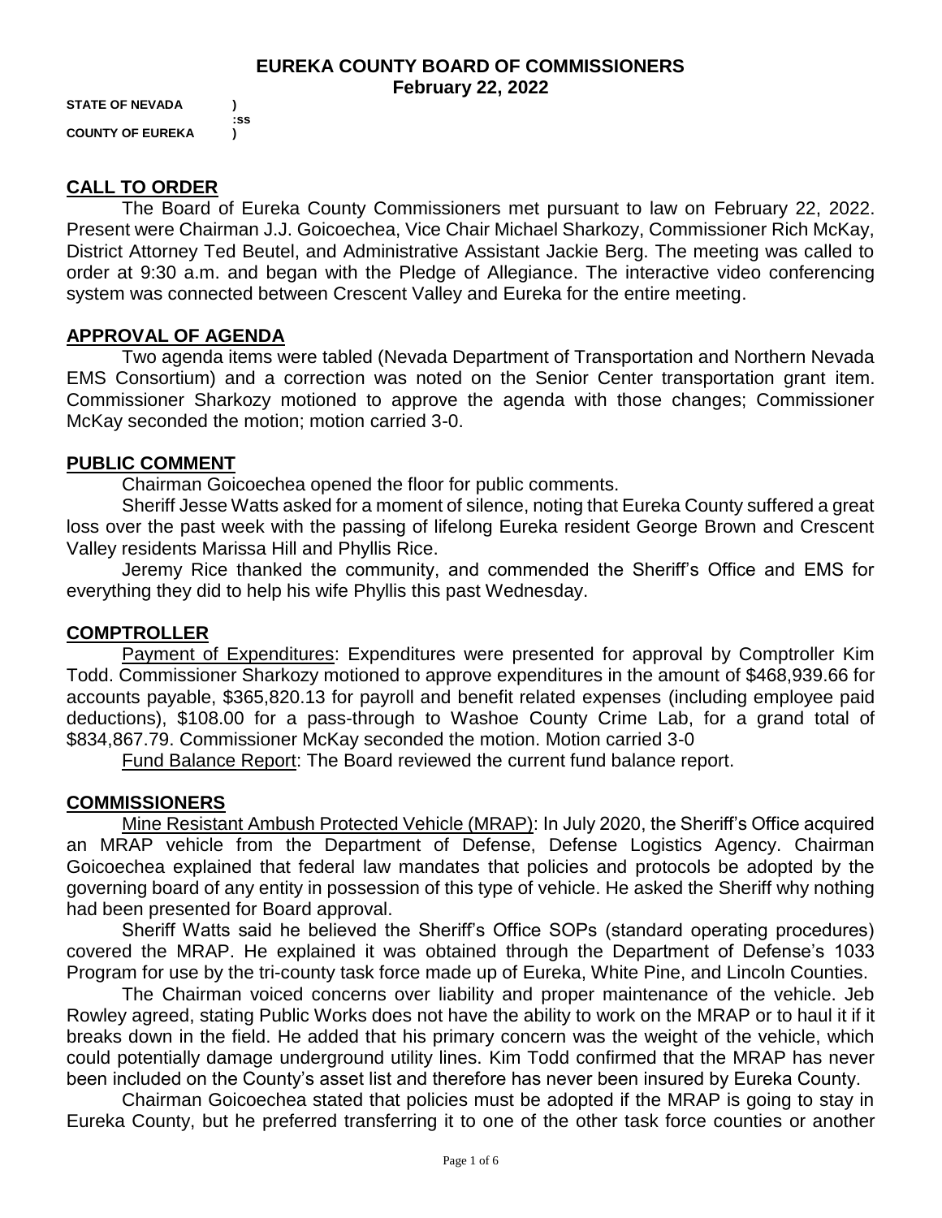# EUREKA COUNTY BOARD OF COMMISSIONERS
**February 22, 2022**

**STATE OF NEVADA )**
**:ss**
**COUNTY OF EUREKA )**

## CALL TO ORDER

The Board of Eureka County Commissioners met pursuant to law on February 22, 2022. Present were Chairman J.J. Goicoechea, Vice Chair Michael Sharkozy, Commissioner Rich McKay, District Attorney Ted Beutel, and Administrative Assistant Jackie Berg. The meeting was called to order at 9:30 a.m. and began with the Pledge of Allegiance. The interactive video conferencing system was connected between Crescent Valley and Eureka for the entire meeting.

## APPROVAL OF AGENDA

Two agenda items were tabled (Nevada Department of Transportation and Northern Nevada EMS Consortium) and a correction was noted on the Senior Center transportation grant item. Commissioner Sharkozy motioned to approve the agenda with those changes; Commissioner McKay seconded the motion; motion carried 3-0.

## PUBLIC COMMENT

Chairman Goicoechea opened the floor for public comments.

Sheriff Jesse Watts asked for a moment of silence, noting that Eureka County suffered a great loss over the past week with the passing of lifelong Eureka resident George Brown and Crescent Valley residents Marissa Hill and Phyllis Rice.

Jeremy Rice thanked the community, and commended the Sheriff's Office and EMS for everything they did to help his wife Phyllis this past Wednesday.

## COMPTROLLER

Payment of Expenditures: Expenditures were presented for approval by Comptroller Kim Todd. Commissioner Sharkozy motioned to approve expenditures in the amount of $468,939.66 for accounts payable, $365,820.13 for payroll and benefit related expenses (including employee paid deductions), $108.00 for a pass-through to Washoe County Crime Lab, for a grand total of $834,867.79. Commissioner McKay seconded the motion. Motion carried 3-0

Fund Balance Report: The Board reviewed the current fund balance report.

## COMMISSIONERS

Mine Resistant Ambush Protected Vehicle (MRAP): In July 2020, the Sheriff's Office acquired an MRAP vehicle from the Department of Defense, Defense Logistics Agency. Chairman Goicoechea explained that federal law mandates that policies and protocols be adopted by the governing board of any entity in possession of this type of vehicle. He asked the Sheriff why nothing had been presented for Board approval.

Sheriff Watts said he believed the Sheriff's Office SOPs (standard operating procedures) covered the MRAP. He explained it was obtained through the Department of Defense's 1033 Program for use by the tri-county task force made up of Eureka, White Pine, and Lincoln Counties.

The Chairman voiced concerns over liability and proper maintenance of the vehicle. Jeb Rowley agreed, stating Public Works does not have the ability to work on the MRAP or to haul it if it breaks down in the field. He added that his primary concern was the weight of the vehicle, which could potentially damage underground utility lines. Kim Todd confirmed that the MRAP has never been included on the County's asset list and therefore has never been insured by Eureka County.

Chairman Goicoechea stated that policies must be adopted if the MRAP is going to stay in Eureka County, but he preferred transferring it to one of the other task force counties or another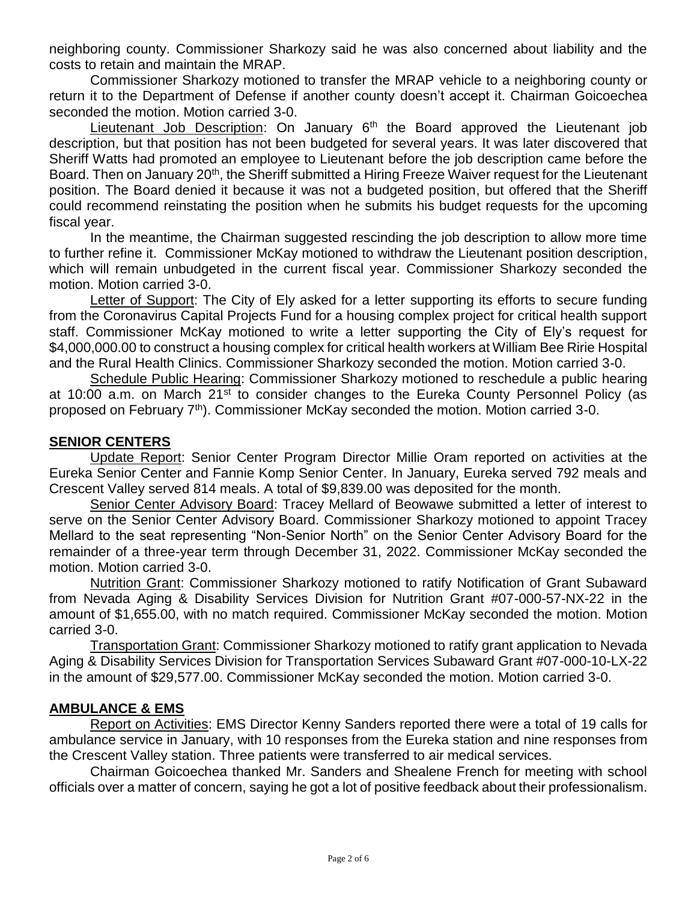neighboring county. Commissioner Sharkozy said he was also concerned about liability and the costs to retain and maintain the MRAP.

Commissioner Sharkozy motioned to transfer the MRAP vehicle to a neighboring county or return it to the Department of Defense if another county doesn't accept it. Chairman Goicoechea seconded the motion. Motion carried 3-0.

Lieutenant Job Description: On January 6th the Board approved the Lieutenant job description, but that position has not been budgeted for several years. It was later discovered that Sheriff Watts had promoted an employee to Lieutenant before the job description came before the Board. Then on January 20th, the Sheriff submitted a Hiring Freeze Waiver request for the Lieutenant position. The Board denied it because it was not a budgeted position, but offered that the Sheriff could recommend reinstating the position when he submits his budget requests for the upcoming fiscal year.

In the meantime, the Chairman suggested rescinding the job description to allow more time to further refine it. Commissioner McKay motioned to withdraw the Lieutenant position description, which will remain unbudgeted in the current fiscal year. Commissioner Sharkozy seconded the motion. Motion carried 3-0.

Letter of Support: The City of Ely asked for a letter supporting its efforts to secure funding from the Coronavirus Capital Projects Fund for a housing complex project for critical health support staff. Commissioner McKay motioned to write a letter supporting the City of Ely's request for $4,000,000.00 to construct a housing complex for critical health workers at William Bee Ririe Hospital and the Rural Health Clinics. Commissioner Sharkozy seconded the motion. Motion carried 3-0.

Schedule Public Hearing: Commissioner Sharkozy motioned to reschedule a public hearing at 10:00 a.m. on March 21st to consider changes to the Eureka County Personnel Policy (as proposed on February 7th). Commissioner McKay seconded the motion. Motion carried 3-0.

## SENIOR CENTERS

Update Report: Senior Center Program Director Millie Oram reported on activities at the Eureka Senior Center and Fannie Komp Senior Center. In January, Eureka served 792 meals and Crescent Valley served 814 meals. A total of $9,839.00 was deposited for the month.

Senior Center Advisory Board: Tracey Mellard of Beowawe submitted a letter of interest to serve on the Senior Center Advisory Board. Commissioner Sharkozy motioned to appoint Tracey Mellard to the seat representing "Non-Senior North" on the Senior Center Advisory Board for the remainder of a three-year term through December 31, 2022. Commissioner McKay seconded the motion. Motion carried 3-0.

Nutrition Grant: Commissioner Sharkozy motioned to ratify Notification of Grant Subaward from Nevada Aging & Disability Services Division for Nutrition Grant #07-000-57-NX-22 in the amount of $1,655.00, with no match required. Commissioner McKay seconded the motion. Motion carried 3-0.

Transportation Grant: Commissioner Sharkozy motioned to ratify grant application to Nevada Aging & Disability Services Division for Transportation Services Subaward Grant #07-000-10-LX-22 in the amount of $29,577.00. Commissioner McKay seconded the motion. Motion carried 3-0.

## AMBULANCE & EMS

Report on Activities: EMS Director Kenny Sanders reported there were a total of 19 calls for ambulance service in January, with 10 responses from the Eureka station and nine responses from the Crescent Valley station. Three patients were transferred to air medical services.

Chairman Goicoechea thanked Mr. Sanders and Shealene French for meeting with school officials over a matter of concern, saying he got a lot of positive feedback about their professionalism.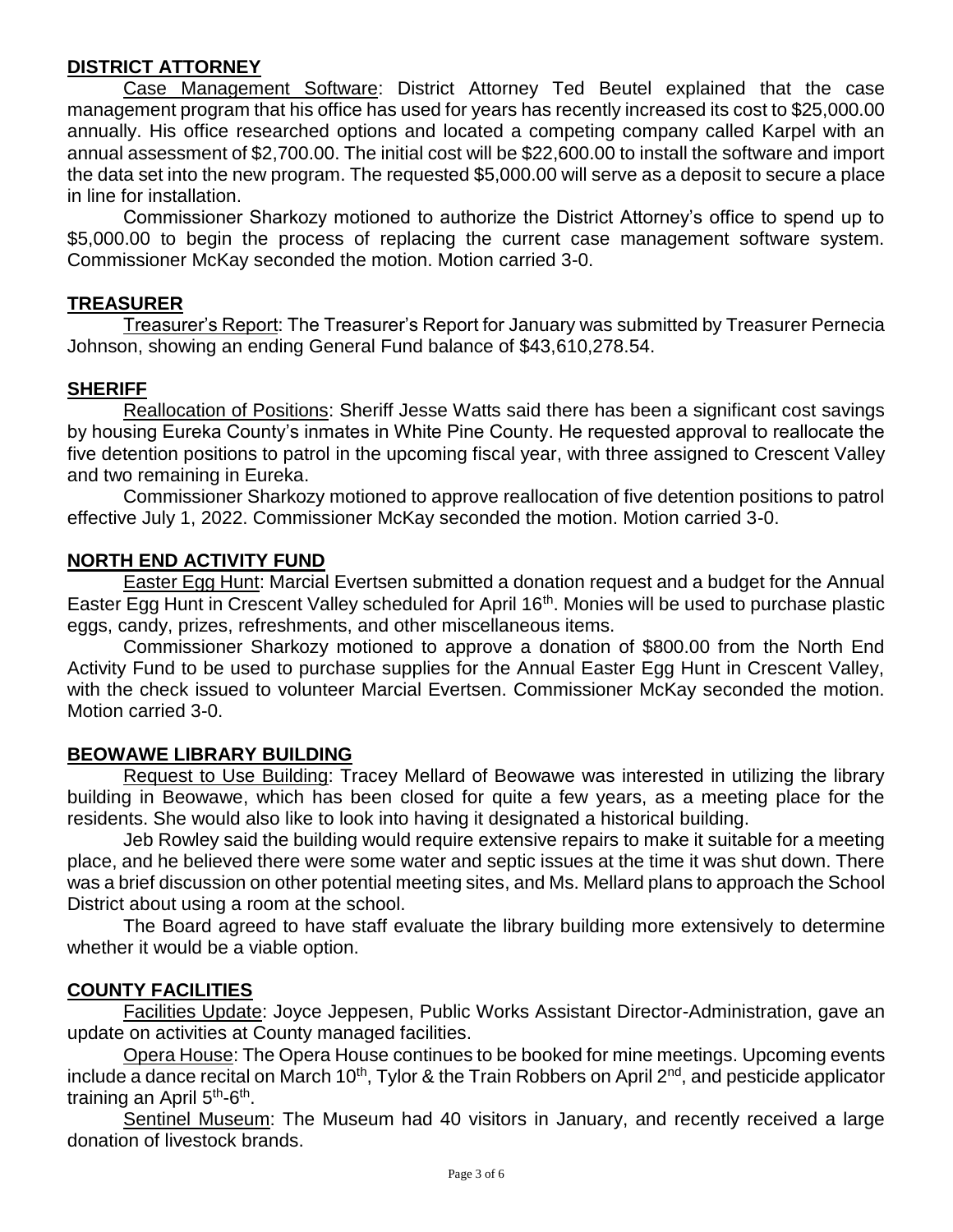## DISTRICT ATTORNEY

Case Management Software: District Attorney Ted Beutel explained that the case management program that his office has used for years has recently increased its cost to $25,000.00 annually. His office researched options and located a competing company called Karpel with an annual assessment of $2,700.00. The initial cost will be $22,600.00 to install the software and import the data set into the new program. The requested $5,000.00 will serve as a deposit to secure a place in line for installation.

Commissioner Sharkozy motioned to authorize the District Attorney's office to spend up to $5,000.00 to begin the process of replacing the current case management software system. Commissioner McKay seconded the motion. Motion carried 3-0.

## TREASURER

Treasurer's Report: The Treasurer's Report for January was submitted by Treasurer Pernecia Johnson, showing an ending General Fund balance of $43,610,278.54.

## SHERIFF

Reallocation of Positions: Sheriff Jesse Watts said there has been a significant cost savings by housing Eureka County's inmates in White Pine County. He requested approval to reallocate the five detention positions to patrol in the upcoming fiscal year, with three assigned to Crescent Valley and two remaining in Eureka.

Commissioner Sharkozy motioned to approve reallocation of five detention positions to patrol effective July 1, 2022. Commissioner McKay seconded the motion. Motion carried 3-0.

## NORTH END ACTIVITY FUND

Easter Egg Hunt: Marcial Evertsen submitted a donation request and a budget for the Annual Easter Egg Hunt in Crescent Valley scheduled for April 16th. Monies will be used to purchase plastic eggs, candy, prizes, refreshments, and other miscellaneous items.

Commissioner Sharkozy motioned to approve a donation of $800.00 from the North End Activity Fund to be used to purchase supplies for the Annual Easter Egg Hunt in Crescent Valley, with the check issued to volunteer Marcial Evertsen. Commissioner McKay seconded the motion. Motion carried 3-0.

## BEOWAWE LIBRARY BUILDING

Request to Use Building: Tracey Mellard of Beowawe was interested in utilizing the library building in Beowawe, which has been closed for quite a few years, as a meeting place for the residents. She would also like to look into having it designated a historical building.

Jeb Rowley said the building would require extensive repairs to make it suitable for a meeting place, and he believed there were some water and septic issues at the time it was shut down. There was a brief discussion on other potential meeting sites, and Ms. Mellard plans to approach the School District about using a room at the school.

The Board agreed to have staff evaluate the library building more extensively to determine whether it would be a viable option.

## COUNTY FACILITIES

Facilities Update: Joyce Jeppesen, Public Works Assistant Director-Administration, gave an update on activities at County managed facilities.

Opera House: The Opera House continues to be booked for mine meetings. Upcoming events include a dance recital on March 10th, Tylor & the Train Robbers on April 2nd, and pesticide applicator training an April 5th-6th.

Sentinel Museum: The Museum had 40 visitors in January, and recently received a large donation of livestock brands.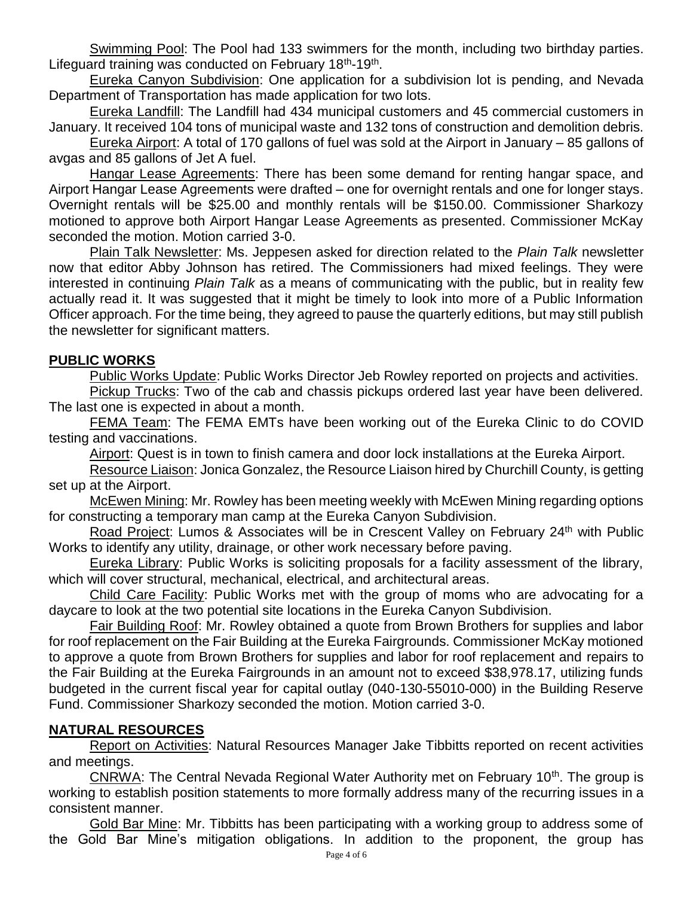Swimming Pool: The Pool had 133 swimmers for the month, including two birthday parties. Lifeguard training was conducted on February 18th-19th.

Eureka Canyon Subdivision: One application for a subdivision lot is pending, and Nevada Department of Transportation has made application for two lots.

Eureka Landfill: The Landfill had 434 municipal customers and 45 commercial customers in January. It received 104 tons of municipal waste and 132 tons of construction and demolition debris.

Eureka Airport: A total of 170 gallons of fuel was sold at the Airport in January – 85 gallons of avgas and 85 gallons of Jet A fuel.

Hangar Lease Agreements: There has been some demand for renting hangar space, and Airport Hangar Lease Agreements were drafted – one for overnight rentals and one for longer stays. Overnight rentals will be $25.00 and monthly rentals will be $150.00. Commissioner Sharkozy motioned to approve both Airport Hangar Lease Agreements as presented. Commissioner McKay seconded the motion. Motion carried 3-0.

Plain Talk Newsletter: Ms. Jeppesen asked for direction related to the *Plain Talk* newsletter now that editor Abby Johnson has retired. The Commissioners had mixed feelings. They were interested in continuing *Plain Talk* as a means of communicating with the public, but in reality few actually read it. It was suggested that it might be timely to look into more of a Public Information Officer approach. For the time being, they agreed to pause the quarterly editions, but may still publish the newsletter for significant matters.

## PUBLIC WORKS

Public Works Update: Public Works Director Jeb Rowley reported on projects and activities.

Pickup Trucks: Two of the cab and chassis pickups ordered last year have been delivered. The last one is expected in about a month.

FEMA Team: The FEMA EMTs have been working out of the Eureka Clinic to do COVID testing and vaccinations.

Airport: Quest is in town to finish camera and door lock installations at the Eureka Airport.

Resource Liaison: Jonica Gonzalez, the Resource Liaison hired by Churchill County, is getting set up at the Airport.

McEwen Mining: Mr. Rowley has been meeting weekly with McEwen Mining regarding options for constructing a temporary man camp at the Eureka Canyon Subdivision.

Road Project: Lumos & Associates will be in Crescent Valley on February 24th with Public Works to identify any utility, drainage, or other work necessary before paving.

Eureka Library: Public Works is soliciting proposals for a facility assessment of the library, which will cover structural, mechanical, electrical, and architectural areas.

Child Care Facility: Public Works met with the group of moms who are advocating for a daycare to look at the two potential site locations in the Eureka Canyon Subdivision.

Fair Building Roof: Mr. Rowley obtained a quote from Brown Brothers for supplies and labor for roof replacement on the Fair Building at the Eureka Fairgrounds. Commissioner McKay motioned to approve a quote from Brown Brothers for supplies and labor for roof replacement and repairs to the Fair Building at the Eureka Fairgrounds in an amount not to exceed $38,978.17, utilizing funds budgeted in the current fiscal year for capital outlay (040-130-55010-000) in the Building Reserve Fund. Commissioner Sharkozy seconded the motion. Motion carried 3-0.

## NATURAL RESOURCES

Report on Activities: Natural Resources Manager Jake Tibbitts reported on recent activities and meetings.

CNRWA: The Central Nevada Regional Water Authority met on February 10th. The group is working to establish position statements to more formally address many of the recurring issues in a consistent manner.

Gold Bar Mine: Mr. Tibbitts has been participating with a working group to address some of the Gold Bar Mine's mitigation obligations. In addition to the proponent, the group has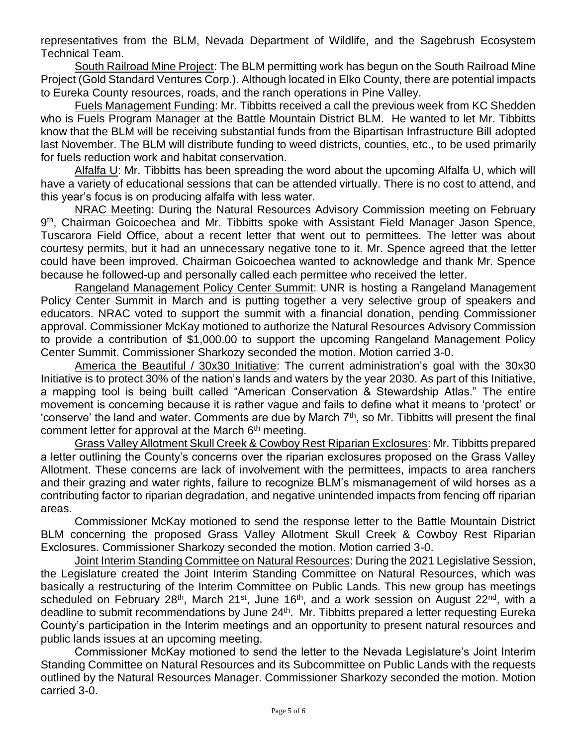representatives from the BLM, Nevada Department of Wildlife, and the Sagebrush Ecosystem Technical Team.

South Railroad Mine Project: The BLM permitting work has begun on the South Railroad Mine Project (Gold Standard Ventures Corp.). Although located in Elko County, there are potential impacts to Eureka County resources, roads, and the ranch operations in Pine Valley.

Fuels Management Funding: Mr. Tibbitts received a call the previous week from KC Shedden who is Fuels Program Manager at the Battle Mountain District BLM. He wanted to let Mr. Tibbitts know that the BLM will be receiving substantial funds from the Bipartisan Infrastructure Bill adopted last November. The BLM will distribute funding to weed districts, counties, etc., to be used primarily for fuels reduction work and habitat conservation.

Alfalfa U: Mr. Tibbitts has been spreading the word about the upcoming Alfalfa U, which will have a variety of educational sessions that can be attended virtually. There is no cost to attend, and this year's focus is on producing alfalfa with less water.

NRAC Meeting: During the Natural Resources Advisory Commission meeting on February 9th, Chairman Goicoechea and Mr. Tibbitts spoke with Assistant Field Manager Jason Spence, Tuscarora Field Office, about a recent letter that went out to permittees. The letter was about courtesy permits, but it had an unnecessary negative tone to it. Mr. Spence agreed that the letter could have been improved. Chairman Goicoechea wanted to acknowledge and thank Mr. Spence because he followed-up and personally called each permittee who received the letter.

Rangeland Management Policy Center Summit: UNR is hosting a Rangeland Management Policy Center Summit in March and is putting together a very selective group of speakers and educators. NRAC voted to support the summit with a financial donation, pending Commissioner approval. Commissioner McKay motioned to authorize the Natural Resources Advisory Commission to provide a contribution of $1,000.00 to support the upcoming Rangeland Management Policy Center Summit. Commissioner Sharkozy seconded the motion. Motion carried 3-0.

America the Beautiful / 30x30 Initiative: The current administration's goal with the 30x30 Initiative is to protect 30% of the nation's lands and waters by the year 2030. As part of this Initiative, a mapping tool is being built called "American Conservation & Stewardship Atlas." The entire movement is concerning because it is rather vague and fails to define what it means to 'protect' or 'conserve' the land and water. Comments are due by March 7th, so Mr. Tibbitts will present the final comment letter for approval at the March 6th meeting.

Grass Valley Allotment Skull Creek & Cowboy Rest Riparian Exclosures: Mr. Tibbitts prepared a letter outlining the County's concerns over the riparian exclosures proposed on the Grass Valley Allotment. These concerns are lack of involvement with the permittees, impacts to area ranchers and their grazing and water rights, failure to recognize BLM's mismanagement of wild horses as a contributing factor to riparian degradation, and negative unintended impacts from fencing off riparian areas.

Commissioner McKay motioned to send the response letter to the Battle Mountain District BLM concerning the proposed Grass Valley Allotment Skull Creek & Cowboy Rest Riparian Exclosures. Commissioner Sharkozy seconded the motion. Motion carried 3-0.

Joint Interim Standing Committee on Natural Resources: During the 2021 Legislative Session, the Legislature created the Joint Interim Standing Committee on Natural Resources, which was basically a restructuring of the Interim Committee on Public Lands. This new group has meetings scheduled on February 28th, March 21st, June 16th, and a work session on August 22nd, with a deadline to submit recommendations by June 24th. Mr. Tibbitts prepared a letter requesting Eureka County's participation in the Interim meetings and an opportunity to present natural resources and public lands issues at an upcoming meeting.

Commissioner McKay motioned to send the letter to the Nevada Legislature's Joint Interim Standing Committee on Natural Resources and its Subcommittee on Public Lands with the requests outlined by the Natural Resources Manager. Commissioner Sharkozy seconded the motion. Motion carried 3-0.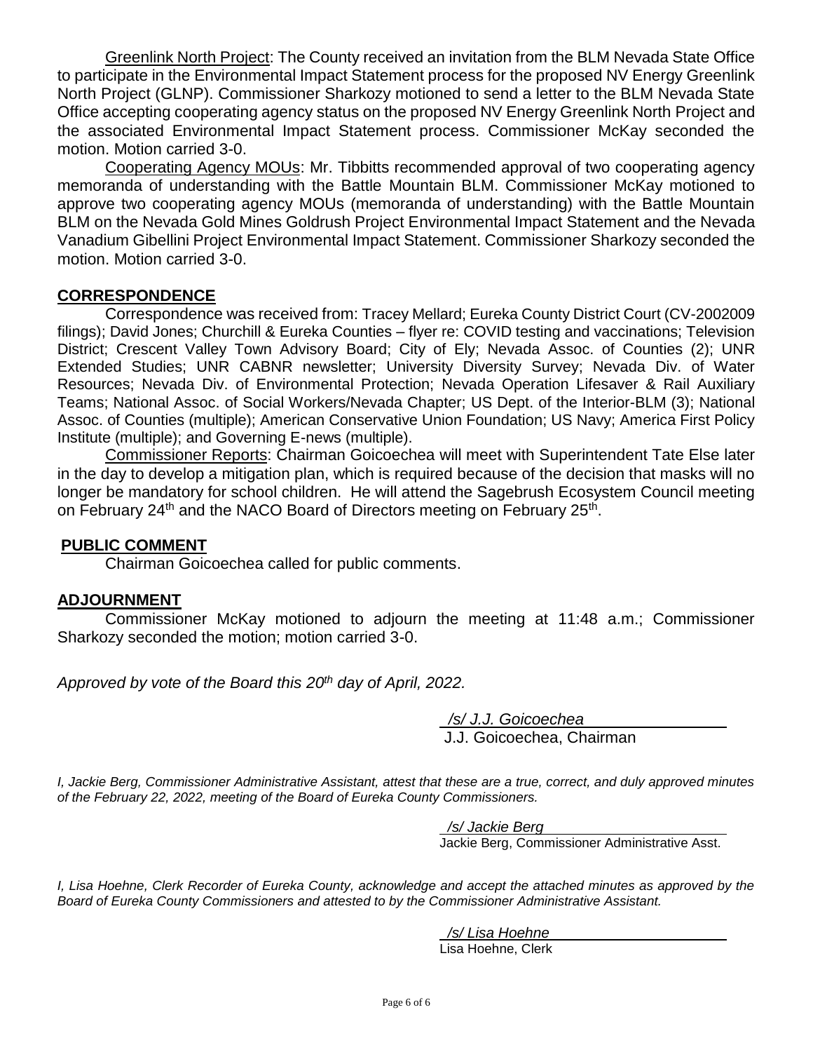Greenlink North Project: The County received an invitation from the BLM Nevada State Office to participate in the Environmental Impact Statement process for the proposed NV Energy Greenlink North Project (GLNP). Commissioner Sharkozy motioned to send a letter to the BLM Nevada State Office accepting cooperating agency status on the proposed NV Energy Greenlink North Project and the associated Environmental Impact Statement process. Commissioner McKay seconded the motion. Motion carried 3-0.

Cooperating Agency MOUs: Mr. Tibbitts recommended approval of two cooperating agency memoranda of understanding with the Battle Mountain BLM. Commissioner McKay motioned to approve two cooperating agency MOUs (memoranda of understanding) with the Battle Mountain BLM on the Nevada Gold Mines Goldrush Project Environmental Impact Statement and the Nevada Vanadium Gibellini Project Environmental Impact Statement. Commissioner Sharkozy seconded the motion. Motion carried 3-0.

## CORRESPONDENCE

Correspondence was received from: Tracey Mellard; Eureka County District Court (CV-2002009 filings); David Jones; Churchill & Eureka Counties – flyer re: COVID testing and vaccinations; Television District; Crescent Valley Town Advisory Board; City of Ely; Nevada Assoc. of Counties (2); UNR Extended Studies; UNR CABNR newsletter; University Diversity Survey; Nevada Div. of Water Resources; Nevada Div. of Environmental Protection; Nevada Operation Lifesaver & Rail Auxiliary Teams; National Assoc. of Social Workers/Nevada Chapter; US Dept. of the Interior-BLM (3); National Assoc. of Counties (multiple); American Conservative Union Foundation; US Navy; America First Policy Institute (multiple); and Governing E-news (multiple).

Commissioner Reports: Chairman Goicoechea will meet with Superintendent Tate Else later in the day to develop a mitigation plan, which is required because of the decision that masks will no longer be mandatory for school children. He will attend the Sagebrush Ecosystem Council meeting on February 24th and the NACO Board of Directors meeting on February 25th.

## PUBLIC COMMENT

Chairman Goicoechea called for public comments.

## ADJOURNMENT

Commissioner McKay motioned to adjourn the meeting at 11:48 a.m.; Commissioner Sharkozy seconded the motion; motion carried 3-0.

*Approved by vote of the Board this 20th day of April, 2022.*

*/s/ J.J. Goicoechea*
J.J. Goicoechea, Chairman

*I, Jackie Berg, Commissioner Administrative Assistant, attest that these are a true, correct, and duly approved minutes of the February 22, 2022, meeting of the Board of Eureka County Commissioners.*

*/s/ Jackie Berg*
Jackie Berg, Commissioner Administrative Asst.

*I, Lisa Hoehne, Clerk Recorder of Eureka County, acknowledge and accept the attached minutes as approved by the Board of Eureka County Commissioners and attested to by the Commissioner Administrative Assistant.*

*/s/ Lisa Hoehne*
Lisa Hoehne, Clerk